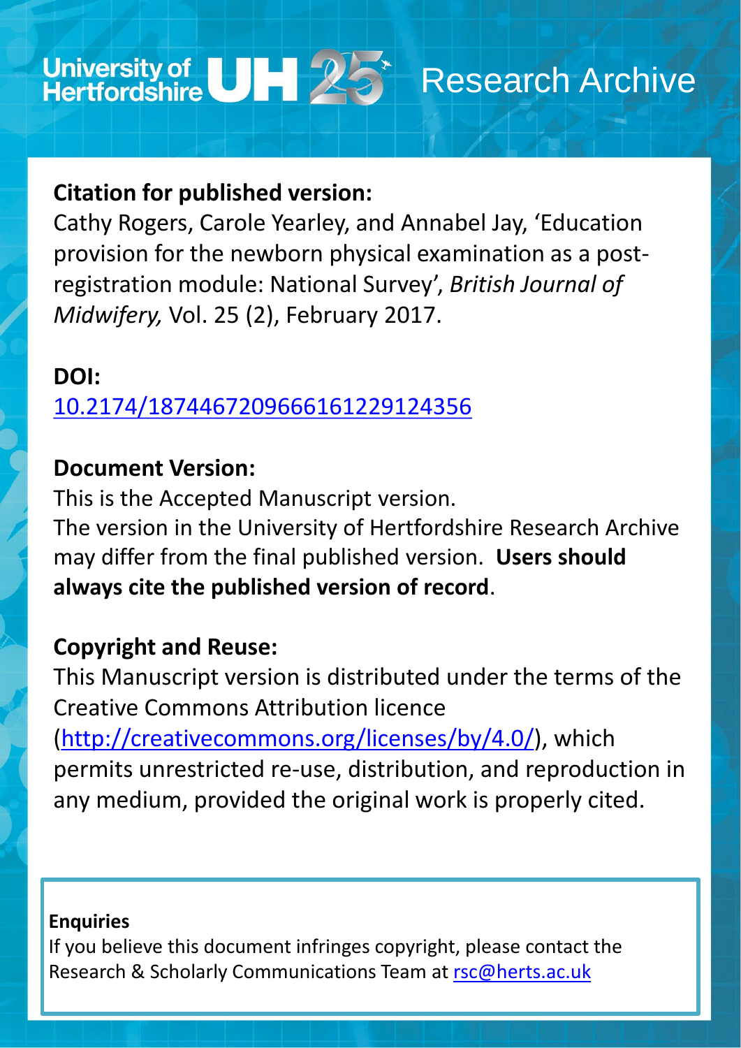University of Hertfordshire UH 25 Research Archive

**Citation for published version:**

Cathy Rogers, Carole Yearley, and Annabel Jay, 'Education provision for the newborn physical examination as a post-registration module: National Survey', *British Journal of Midwifery,* Vol. 25 (2), February 2017.

**DOI:**

10.2174/1874467209666161229124356

**Document Version:**

This is the Accepted Manuscript version.

The version in the University of Hertfordshire Research Archive may differ from the final published version. **Users should always cite the published version of record**.

**Copyright and Reuse:**

This Manuscript version is distributed under the terms of the Creative Commons Attribution licence (http://creativecommons.org/licenses/by/4.0/), which permits unrestricted re-use, distribution, and reproduction in any medium, provided the original work is properly cited.

**Enquiries**

If you believe this document infringes copyright, please contact the Research & Scholarly Communications Team at rsc@herts.ac.uk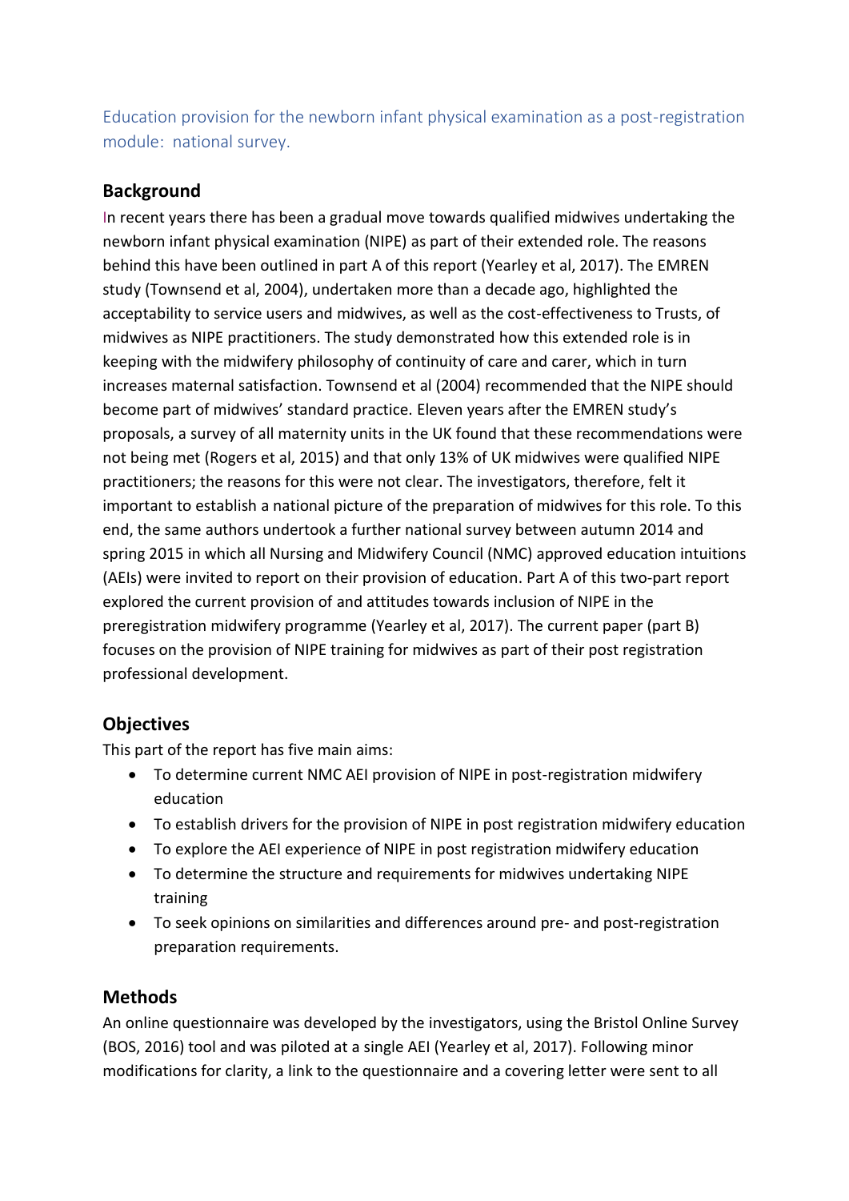Education provision for the newborn infant physical examination as a post-registration module: national survey.

## Background

In recent years there has been a gradual move towards qualified midwives undertaking the newborn infant physical examination (NIPE) as part of their extended role. The reasons behind this have been outlined in part A of this report (Yearley et al, 2017). The EMREN study (Townsend et al, 2004), undertaken more than a decade ago, highlighted the acceptability to service users and midwives, as well as the cost-effectiveness to Trusts, of midwives as NIPE practitioners. The study demonstrated how this extended role is in keeping with the midwifery philosophy of continuity of care and carer, which in turn increases maternal satisfaction. Townsend et al (2004) recommended that the NIPE should become part of midwives' standard practice. Eleven years after the EMREN study's proposals, a survey of all maternity units in the UK found that these recommendations were not being met (Rogers et al, 2015) and that only 13% of UK midwives were qualified NIPE practitioners; the reasons for this were not clear. The investigators, therefore, felt it important to establish a national picture of the preparation of midwives for this role. To this end, the same authors undertook a further national survey between autumn 2014 and spring 2015 in which all Nursing and Midwifery Council (NMC) approved education intuitions (AEIs) were invited to report on their provision of education. Part A of this two-part report explored the current provision of and attitudes towards inclusion of NIPE in the preregistration midwifery programme (Yearley et al, 2017). The current paper (part B) focuses on the provision of NIPE training for midwives as part of their post registration professional development.

## Objectives

This part of the report has five main aims:

- To determine current NMC AEI provision of NIPE in post-registration midwifery education
- To establish drivers for the provision of NIPE in post registration midwifery education
- To explore the AEI experience of NIPE in post registration midwifery education
- To determine the structure and requirements for midwives undertaking NIPE training
- To seek opinions on similarities and differences around pre- and post-registration preparation requirements.

## Methods

An online questionnaire was developed by the investigators, using the Bristol Online Survey (BOS, 2016) tool and was piloted at a single AEI (Yearley et al, 2017). Following minor modifications for clarity, a link to the questionnaire and a covering letter were sent to all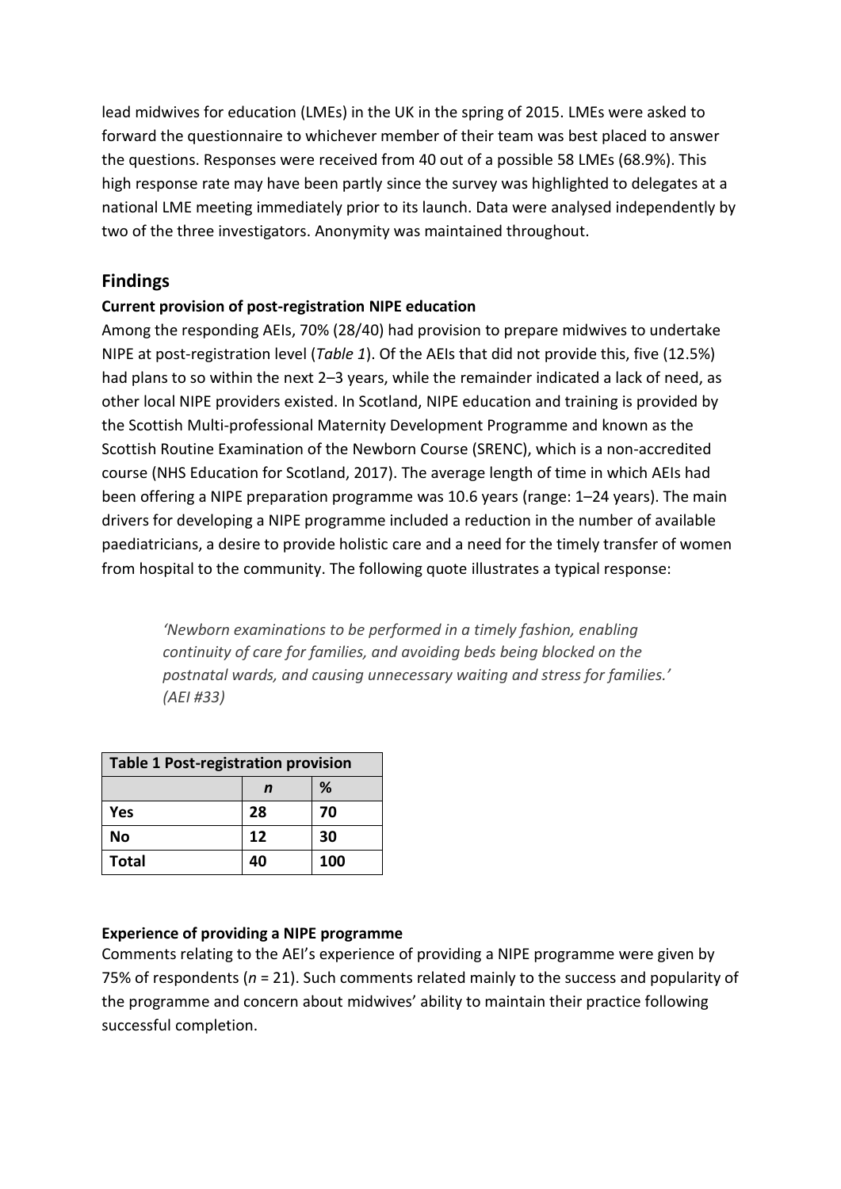lead midwives for education (LMEs) in the UK in the spring of 2015. LMEs were asked to forward the questionnaire to whichever member of their team was best placed to answer the questions. Responses were received from 40 out of a possible 58 LMEs (68.9%). This high response rate may have been partly since the survey was highlighted to delegates at a national LME meeting immediately prior to its launch. Data were analysed independently by two of the three investigators. Anonymity was maintained throughout.

## Findings

### Current provision of post-registration NIPE education

Among the responding AEIs, 70% (28/40) had provision to prepare midwives to undertake NIPE at post-registration level (*Table 1*). Of the AEIs that did not provide this, five (12.5%) had plans to so within the next 2–3 years, while the remainder indicated a lack of need, as other local NIPE providers existed. In Scotland, NIPE education and training is provided by the Scottish Multi-professional Maternity Development Programme and known as the Scottish Routine Examination of the Newborn Course (SRENC), which is a non-accredited course (NHS Education for Scotland, 2017). The average length of time in which AEIs had been offering a NIPE preparation programme was 10.6 years (range: 1–24 years). The main drivers for developing a NIPE programme included a reduction in the number of available paediatricians, a desire to provide holistic care and a need for the timely transfer of women from hospital to the community. The following quote illustrates a typical response:

> *'Newborn examinations to be performed in a timely fashion, enabling continuity of care for families, and avoiding beds being blocked on the postnatal wards, and causing unnecessary waiting and stress for families.' (AEI #33)*

**Table 1 Post-registration provision**

| | *n* | % |
|---|---|---|
| **Yes** | **28** | **70** |
| **No** | **12** | **30** |
| **Total** | **40** | **100** |

### Experience of providing a NIPE programme

Comments relating to the AEI's experience of providing a NIPE programme were given by 75% of respondents (*n* = 21). Such comments related mainly to the success and popularity of the programme and concern about midwives' ability to maintain their practice following successful completion.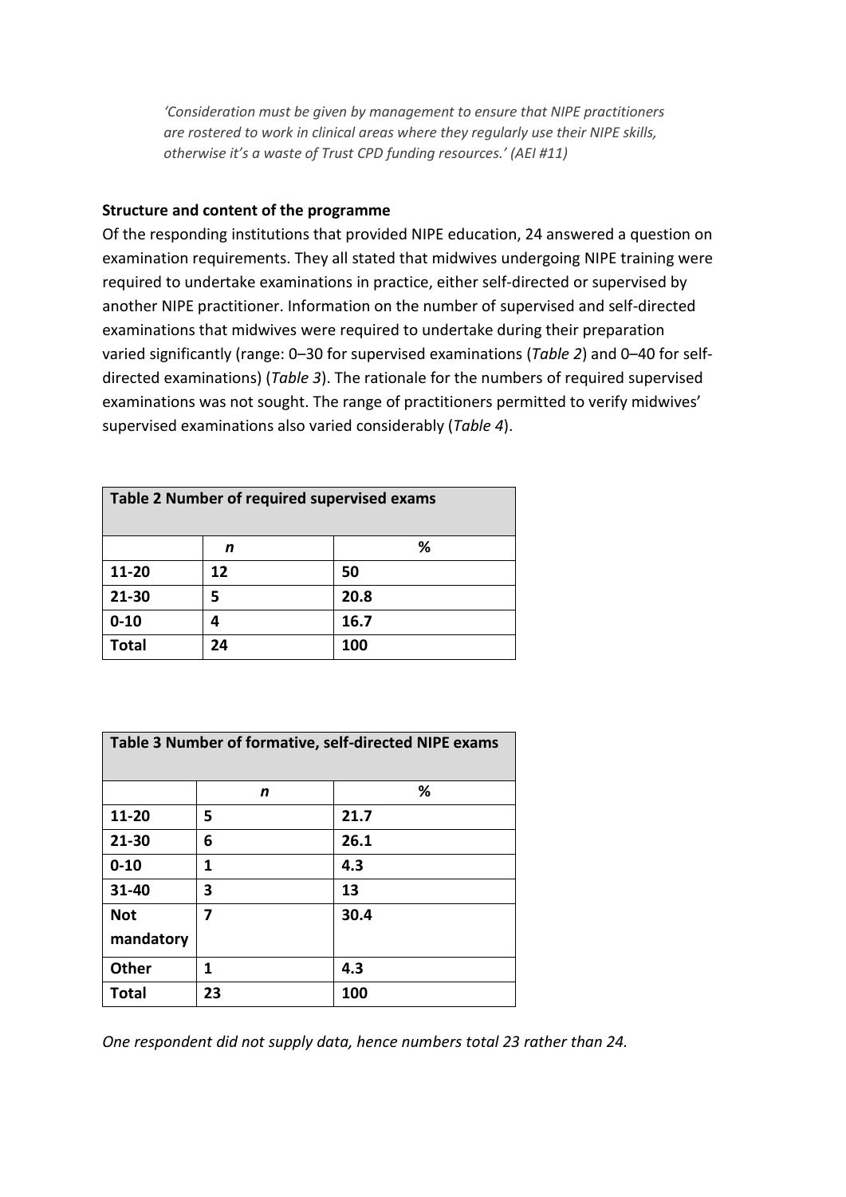*'Consideration must be given by management to ensure that NIPE practitioners are rostered to work in clinical areas where they regularly use their NIPE skills, otherwise it's a waste of Trust CPD funding resources.' (AEI #11)*

**Structure and content of the programme**

Of the responding institutions that provided NIPE education, 24 answered a question on examination requirements. They all stated that midwives undergoing NIPE training were required to undertake examinations in practice, either self-directed or supervised by another NIPE practitioner. Information on the number of supervised and self-directed examinations that midwives were required to undertake during their preparation varied significantly (range: 0–30 for supervised examinations (*Table 2*) and 0–40 for self-directed examinations) (*Table 3*). The rationale for the numbers of required supervised examinations was not sought. The range of practitioners permitted to verify midwives' supervised examinations also varied considerably (*Table 4*).

**Table 2 Number of required supervised exams**

| | *n* | % |
|---|---|---|
| **11-20** | **12** | **50** |
| **21-30** | **5** | **20.8** |
| **0-10** | **4** | **16.7** |
| **Total** | **24** | **100** |

**Table 3 Number of formative, self-directed NIPE exams**

| | *n* | % |
|---|---|---|
| **11-20** | **5** | **21.7** |
| **21-30** | **6** | **26.1** |
| **0-10** | **1** | **4.3** |
| **31-40** | **3** | **13** |
| **Not mandatory** | **7** | **30.4** |
| **Other** | **1** | **4.3** |
| **Total** | **23** | **100** |

*One respondent did not supply data, hence numbers total 23 rather than 24.*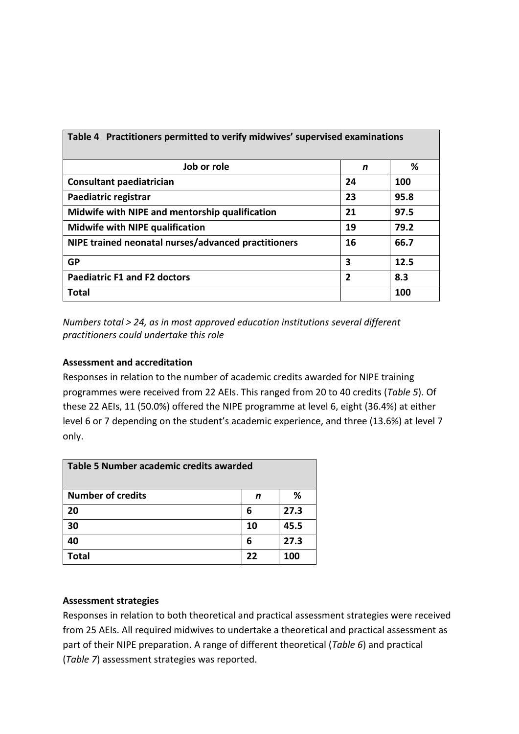| Table 4 Practitioners permitted to verify midwives' supervised examinations | | |
|---|---|---|
| **Job or role** | ***n*** | **%** |
| **Consultant paediatrician** | **24** | **100** |
| **Paediatric registrar** | **23** | **95.8** |
| **Midwife with NIPE and mentorship qualification** | **21** | **97.5** |
| **Midwife with NIPE qualification** | **19** | **79.2** |
| **NIPE trained neonatal nurses/advanced practitioners** | **16** | **66.7** |
| **GP** | **3** | **12.5** |
| **Paediatric F1 and F2 doctors** | **2** | **8.3** |
| **Total** | | **100** |

*Numbers total > 24, as in most approved education institutions several different practitioners could undertake this role*

**Assessment and accreditation**

Responses in relation to the number of academic credits awarded for NIPE training programmes were received from 22 AEIs. This ranged from 20 to 40 credits (*Table 5*). Of these 22 AEIs, 11 (50.0%) offered the NIPE programme at level 6, eight (36.4%) at either level 6 or 7 depending on the student's academic experience, and three (13.6%) at level 7 only.

| Table 5 Number academic credits awarded | | |
|---|---|---|
| **Number of credits** | ***n*** | **%** |
| **20** | **6** | **27.3** |
| **30** | **10** | **45.5** |
| **40** | **6** | **27.3** |
| **Total** | **22** | **100** |

**Assessment strategies**

Responses in relation to both theoretical and practical assessment strategies were received from 25 AEIs. All required midwives to undertake a theoretical and practical assessment as part of their NIPE preparation. A range of different theoretical (*Table 6*) and practical (*Table 7*) assessment strategies was reported.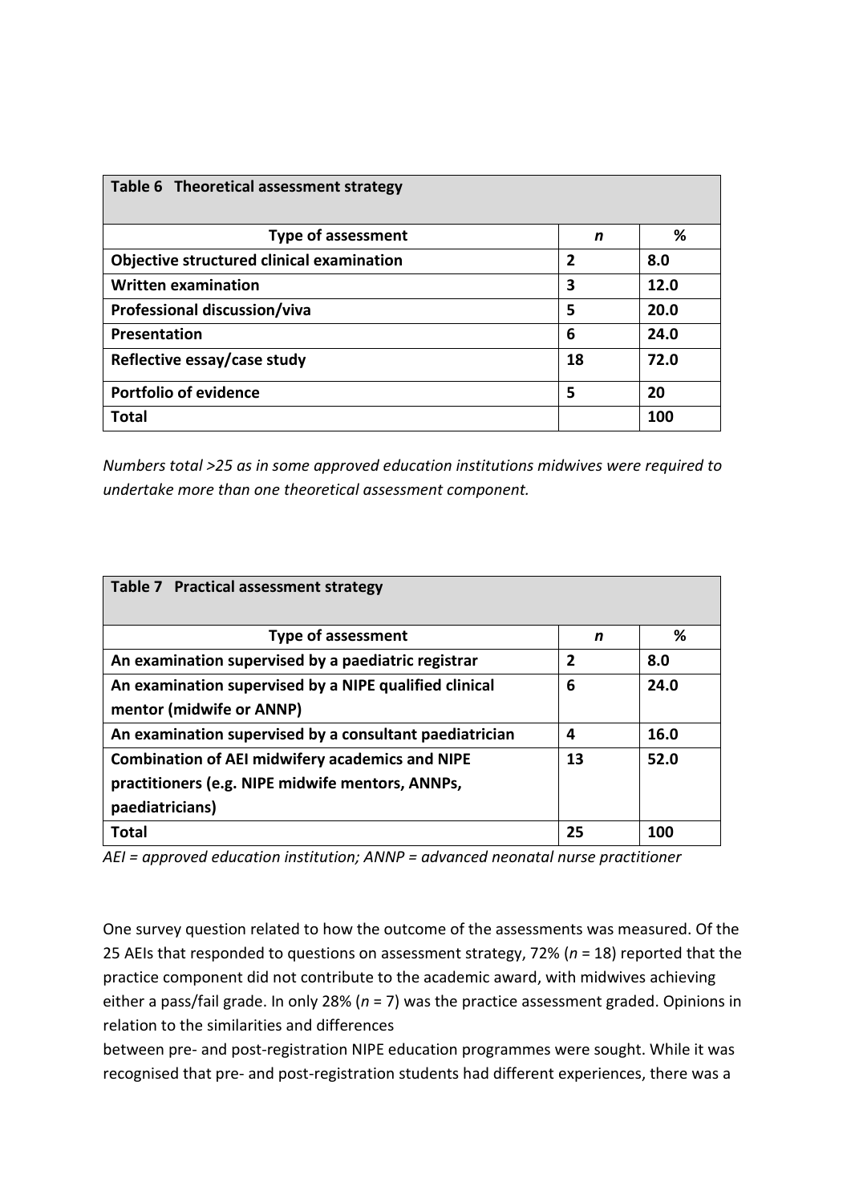**Table 6 Theoretical assessment strategy**

| Type of assessment | *n* | % |
|---|---|---|
| Objective structured clinical examination | 2 | 8.0 |
| Written examination | 3 | 12.0 |
| Professional discussion/viva | 5 | 20.0 |
| Presentation | 6 | 24.0 |
| Reflective essay/case study | 18 | 72.0 |
| Portfolio of evidence | 5 | 20 |
| Total | | 100 |

*Numbers total >25 as in some approved education institutions midwives were required to undertake more than one theoretical assessment component.*

**Table 7 Practical assessment strategy**

| Type of assessment | *n* | % |
|---|---|---|
| An examination supervised by a paediatric registrar | 2 | 8.0 |
| An examination supervised by a NIPE qualified clinical mentor (midwife or ANNP) | 6 | 24.0 |
| An examination supervised by a consultant paediatrician | 4 | 16.0 |
| Combination of AEI midwifery academics and NIPE practitioners (e.g. NIPE midwife mentors, ANNPs, paediatricians) | 13 | 52.0 |
| Total | 25 | 100 |

*AEI = approved education institution; ANNP = advanced neonatal nurse practitioner*

One survey question related to how the outcome of the assessments was measured. Of the 25 AEIs that responded to questions on assessment strategy, 72% (*n* = 18) reported that the practice component did not contribute to the academic award, with midwives achieving either a pass/fail grade. In only 28% (*n* = 7) was the practice assessment graded. Opinions in relation to the similarities and differences between pre- and post-registration NIPE education programmes were sought. While it was recognised that pre- and post-registration students had different experiences, there was a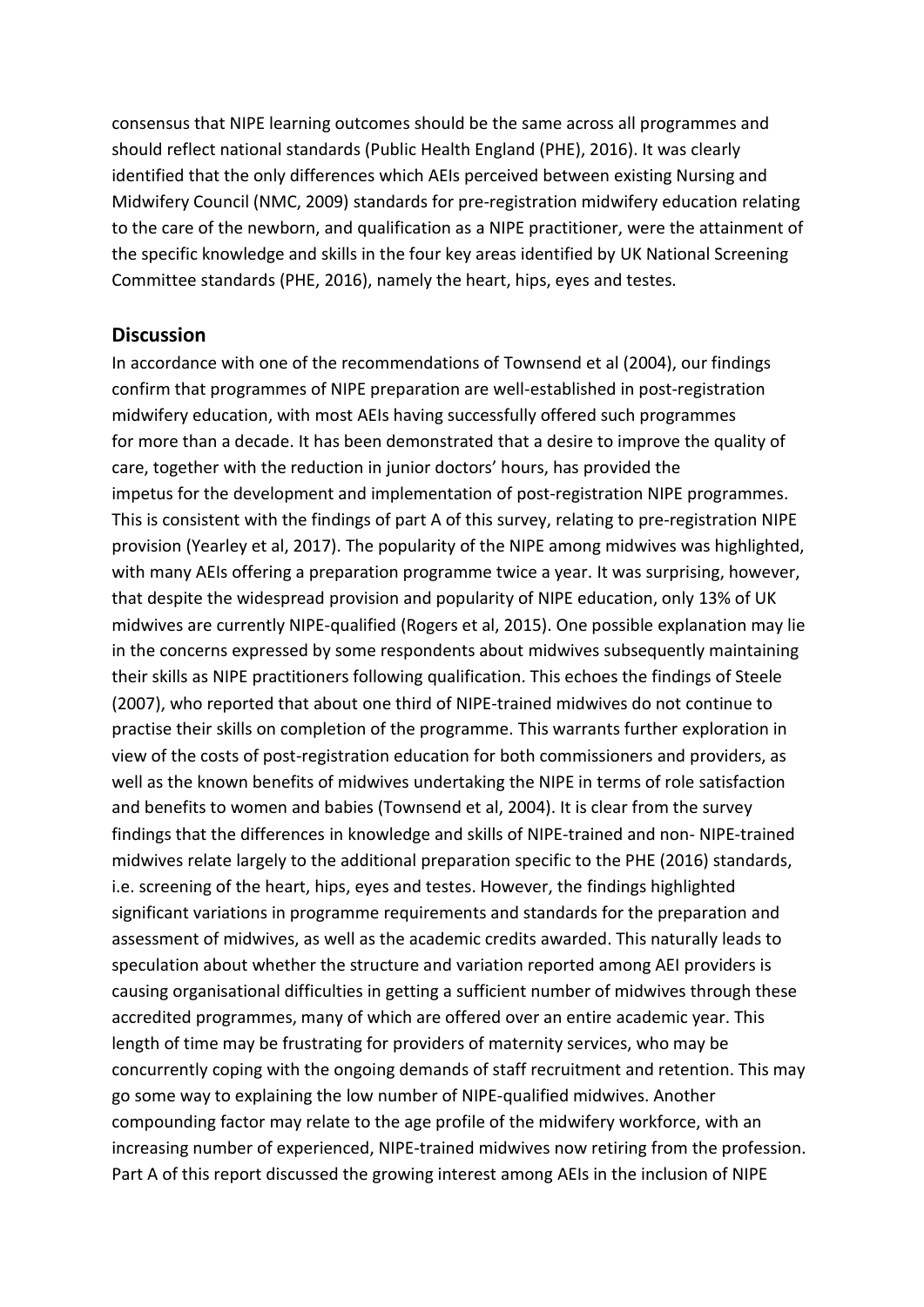consensus that NIPE learning outcomes should be the same across all programmes and should reflect national standards (Public Health England (PHE), 2016). It was clearly identified that the only differences which AEIs perceived between existing Nursing and Midwifery Council (NMC, 2009) standards for pre-registration midwifery education relating to the care of the newborn, and qualification as a NIPE practitioner, were the attainment of the specific knowledge and skills in the four key areas identified by UK National Screening Committee standards (PHE, 2016), namely the heart, hips, eyes and testes.

## Discussion

In accordance with one of the recommendations of Townsend et al (2004), our findings confirm that programmes of NIPE preparation are well-established in post-registration midwifery education, with most AEIs having successfully offered such programmes for more than a decade. It has been demonstrated that a desire to improve the quality of care, together with the reduction in junior doctors' hours, has provided the impetus for the development and implementation of post-registration NIPE programmes. This is consistent with the findings of part A of this survey, relating to pre-registration NIPE provision (Yearley et al, 2017). The popularity of the NIPE among midwives was highlighted, with many AEIs offering a preparation programme twice a year. It was surprising, however, that despite the widespread provision and popularity of NIPE education, only 13% of UK midwives are currently NIPE-qualified (Rogers et al, 2015). One possible explanation may lie in the concerns expressed by some respondents about midwives subsequently maintaining their skills as NIPE practitioners following qualification. This echoes the findings of Steele (2007), who reported that about one third of NIPE-trained midwives do not continue to practise their skills on completion of the programme. This warrants further exploration in view of the costs of post-registration education for both commissioners and providers, as well as the known benefits of midwives undertaking the NIPE in terms of role satisfaction and benefits to women and babies (Townsend et al, 2004). It is clear from the survey findings that the differences in knowledge and skills of NIPE-trained and non- NIPE-trained midwives relate largely to the additional preparation specific to the PHE (2016) standards, i.e. screening of the heart, hips, eyes and testes. However, the findings highlighted significant variations in programme requirements and standards for the preparation and assessment of midwives, as well as the academic credits awarded. This naturally leads to speculation about whether the structure and variation reported among AEI providers is causing organisational difficulties in getting a sufficient number of midwives through these accredited programmes, many of which are offered over an entire academic year. This length of time may be frustrating for providers of maternity services, who may be concurrently coping with the ongoing demands of staff recruitment and retention. This may go some way to explaining the low number of NIPE-qualified midwives. Another compounding factor may relate to the age profile of the midwifery workforce, with an increasing number of experienced, NIPE-trained midwives now retiring from the profession. Part A of this report discussed the growing interest among AEIs in the inclusion of NIPE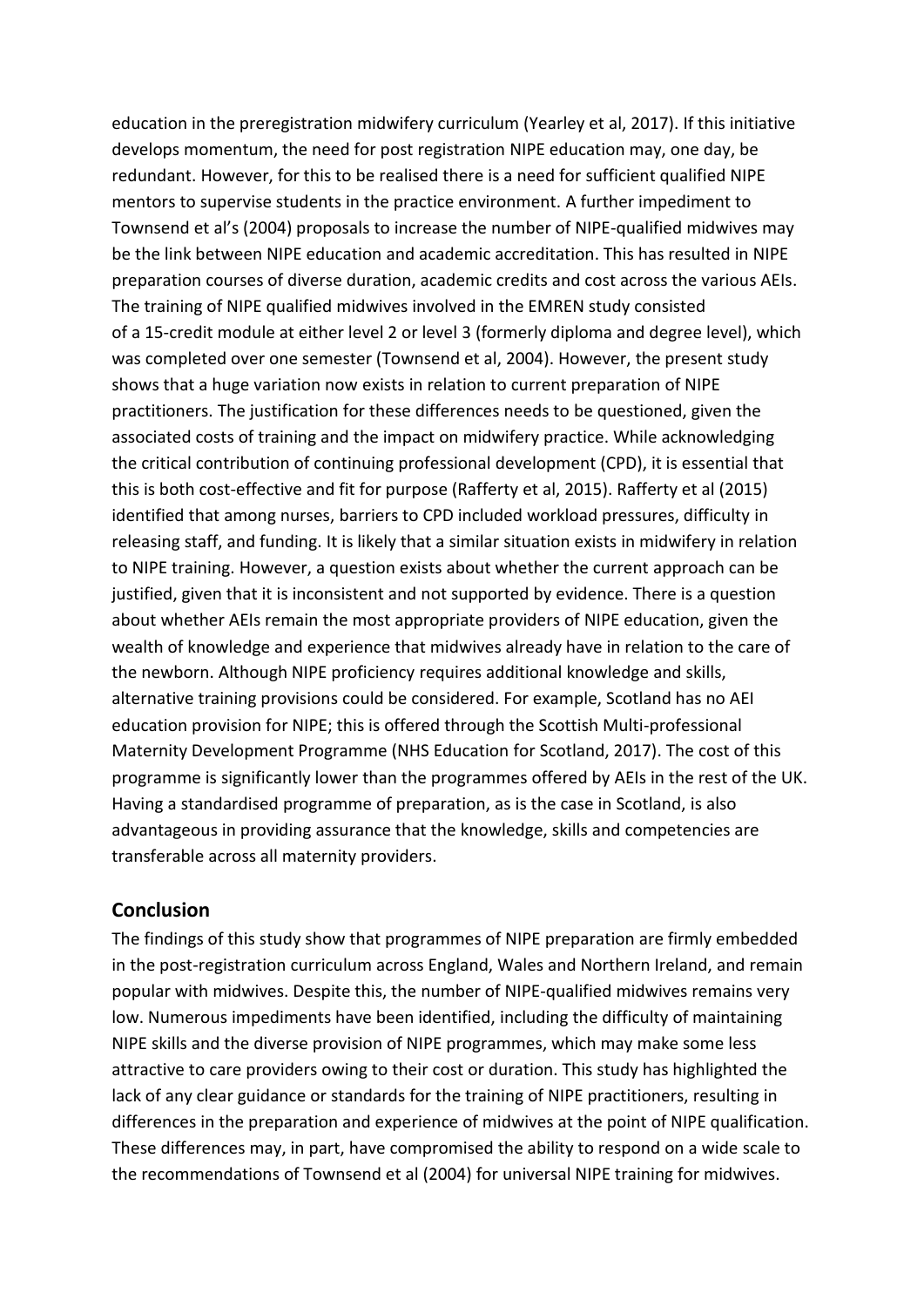education in the preregistration midwifery curriculum (Yearley et al, 2017). If this initiative develops momentum, the need for post registration NIPE education may, one day, be redundant. However, for this to be realised there is a need for sufficient qualified NIPE mentors to supervise students in the practice environment. A further impediment to Townsend et al's (2004) proposals to increase the number of NIPE-qualified midwives may be the link between NIPE education and academic accreditation. This has resulted in NIPE preparation courses of diverse duration, academic credits and cost across the various AEIs. The training of NIPE qualified midwives involved in the EMREN study consisted of a 15-credit module at either level 2 or level 3 (formerly diploma and degree level), which was completed over one semester (Townsend et al, 2004). However, the present study shows that a huge variation now exists in relation to current preparation of NIPE practitioners. The justification for these differences needs to be questioned, given the associated costs of training and the impact on midwifery practice. While acknowledging the critical contribution of continuing professional development (CPD), it is essential that this is both cost-effective and fit for purpose (Rafferty et al, 2015). Rafferty et al (2015) identified that among nurses, barriers to CPD included workload pressures, difficulty in releasing staff, and funding. It is likely that a similar situation exists in midwifery in relation to NIPE training. However, a question exists about whether the current approach can be justified, given that it is inconsistent and not supported by evidence. There is a question about whether AEIs remain the most appropriate providers of NIPE education, given the wealth of knowledge and experience that midwives already have in relation to the care of the newborn. Although NIPE proficiency requires additional knowledge and skills, alternative training provisions could be considered. For example, Scotland has no AEI education provision for NIPE; this is offered through the Scottish Multi-professional Maternity Development Programme (NHS Education for Scotland, 2017). The cost of this programme is significantly lower than the programmes offered by AEIs in the rest of the UK. Having a standardised programme of preparation, as is the case in Scotland, is also advantageous in providing assurance that the knowledge, skills and competencies are transferable across all maternity providers.

## Conclusion

The findings of this study show that programmes of NIPE preparation are firmly embedded in the post-registration curriculum across England, Wales and Northern Ireland, and remain popular with midwives. Despite this, the number of NIPE-qualified midwives remains very low. Numerous impediments have been identified, including the difficulty of maintaining NIPE skills and the diverse provision of NIPE programmes, which may make some less attractive to care providers owing to their cost or duration. This study has highlighted the lack of any clear guidance or standards for the training of NIPE practitioners, resulting in differences in the preparation and experience of midwives at the point of NIPE qualification. These differences may, in part, have compromised the ability to respond on a wide scale to the recommendations of Townsend et al (2004) for universal NIPE training for midwives.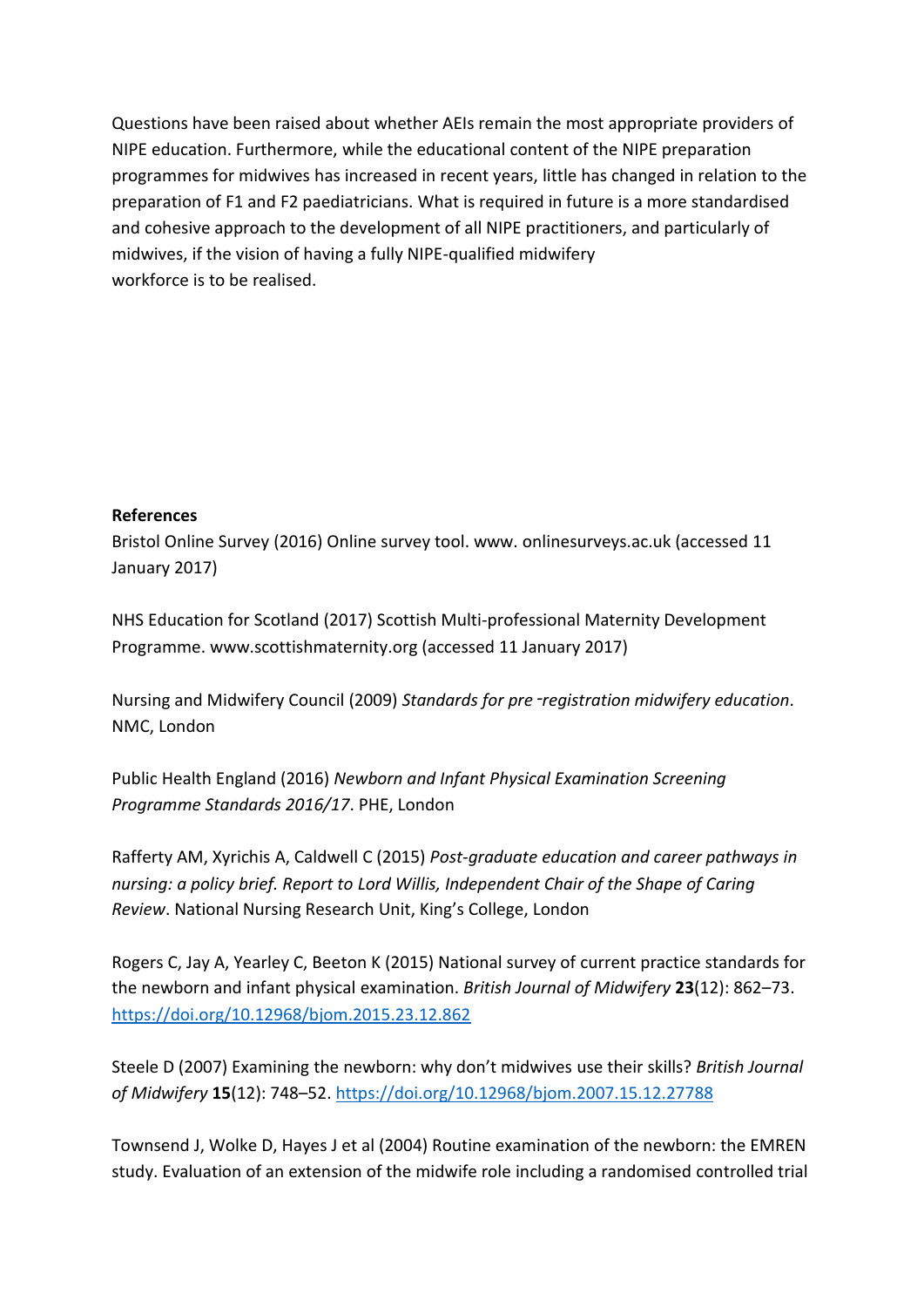Questions have been raised about whether AEIs remain the most appropriate providers of NIPE education. Furthermore, while the educational content of the NIPE preparation programmes for midwives has increased in recent years, little has changed in relation to the preparation of F1 and F2 paediatricians. What is required in future is a more standardised and cohesive approach to the development of all NIPE practitioners, and particularly of midwives, if the vision of having a fully NIPE-qualified midwifery workforce is to be realised.

**References**

Bristol Online Survey (2016) Online survey tool. www. onlinesurveys.ac.uk (accessed 11 January 2017)

NHS Education for Scotland (2017) Scottish Multi-professional Maternity Development Programme. www.scottishmaternity.org (accessed 11 January 2017)

Nursing and Midwifery Council (2009) *Standards for pre‑registration midwifery education*. NMC, London

Public Health England (2016) *Newborn and Infant Physical Examination Screening Programme Standards 2016/17*. PHE, London

Rafferty AM, Xyrichis A, Caldwell C (2015) *Post-graduate education and career pathways in nursing: a policy brief. Report to Lord Willis, Independent Chair of the Shape of Caring Review*. National Nursing Research Unit, King's College, London

Rogers C, Jay A, Yearley C, Beeton K (2015) National survey of current practice standards for the newborn and infant physical examination. *British Journal of Midwifery* **23**(12): 862–73. https://doi.org/10.12968/bjom.2015.23.12.862

Steele D (2007) Examining the newborn: why don't midwives use their skills? *British Journal of Midwifery* **15**(12): 748–52. https://doi.org/10.12968/bjom.2007.15.12.27788

Townsend J, Wolke D, Hayes J et al (2004) Routine examination of the newborn: the EMREN study. Evaluation of an extension of the midwife role including a randomised controlled trial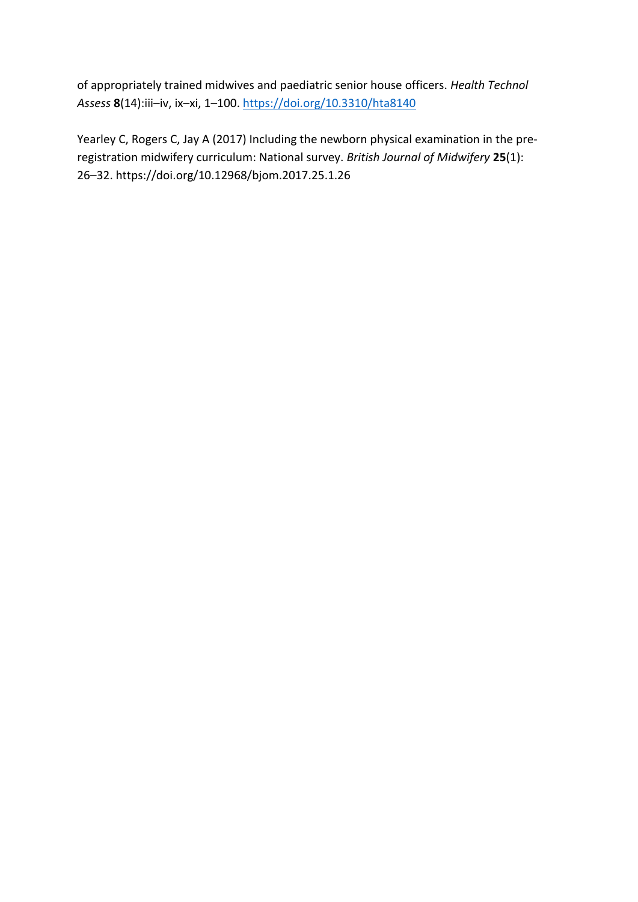of appropriately trained midwives and paediatric senior house officers. *Health Technol Assess* **8**(14):iii–iv, ix–xi, 1–100. https://doi.org/10.3310/hta8140

Yearley C, Rogers C, Jay A (2017) Including the newborn physical examination in the pre-registration midwifery curriculum: National survey. *British Journal of Midwifery* **25**(1): 26–32. https://doi.org/10.12968/bjom.2017.25.1.26